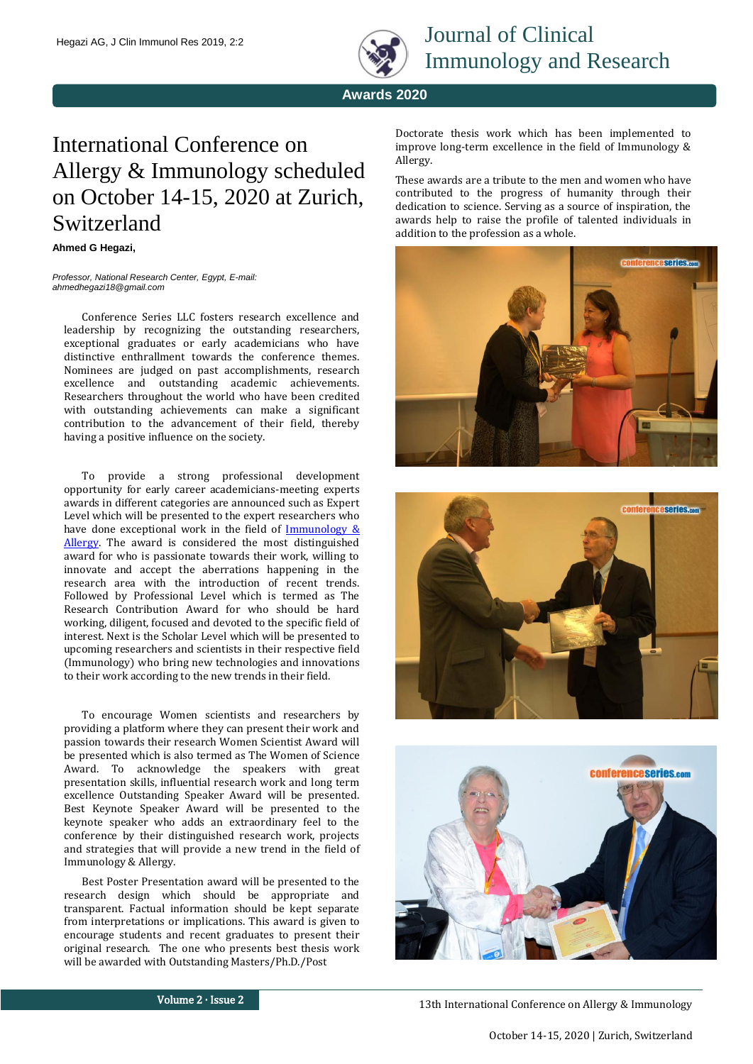# International Conference on Allergy & Immunology scheduled on October 14-15, 2020 at Zurich, Switzerland

**Ahmed G Hegazi,**

*Professor, National Research Center, Egypt, E-mail: ahmedhegazi18@gmail.com*

Conference Series LLC fosters research excellence and leadership by recognizing the outstanding researchers, exceptional graduates or early academicians who have distinctive enthrallment towards the conference themes. Nominees are judged on past accomplishments, research excellence and outstanding academic achievements. Researchers throughout the world who have been credited with outstanding achievements can make a significant contribution to the advancement of their field, thereby having a positive influence on the society.

To provide a strong professional development opportunity for early career academicians-meeting experts awards in different categories are announced such as Expert Level which will be presented to the expert researchers who have done exceptional work in the field of Immunology & Allergy. The award is considered the most distinguished award for who is passionate towards their work, willing to innovate and accept the aberrations happening in the research area with the introduction of recent trends. Followed by Professional Level which is termed as The Research Contribution Award for who should be hard working, diligent, focused and devoted to the specific field of interest. Next is the Scholar Level which will be presented to upcoming researchers and scientists in their respective field (Immunology) who bring new technologies and innovations to their work according to the new trends in their field.

To encourage Women scientists and researchers by providing a platform where they can present their work and passion towards their research Women Scientist Award will be presented which is also termed as The Women of Science Award. To acknowledge the speakers with great presentation skills, influential research work and long term excellence Outstanding Speaker Award will be presented. Best Keynote Speaker Award will be presented to the keynote speaker who adds an extraordinary feel to the conference by their distinguished research work, projects and strategies that will provide a new trend in the field of Immunology & Allergy.

Best Poster Presentation award will be presented to the research design which should be appropriate and transparent. Factual information should be kept separate from interpretations or implications. This award is given to encourage students and recent graduates to present their original research. The one who presents best thesis work will be awarded with Outstanding Masters/Ph.D./Post Doctorate thesis work which has been implemented to improve long-term excellence in the field of Immunology & Allergy.

These awards are a tribute to the men and women who have contributed to the progress of humanity through their dedication to science. Serving as a source of inspiration, the awards help to raise the profile of talented individuals in addition to the profession as a whole.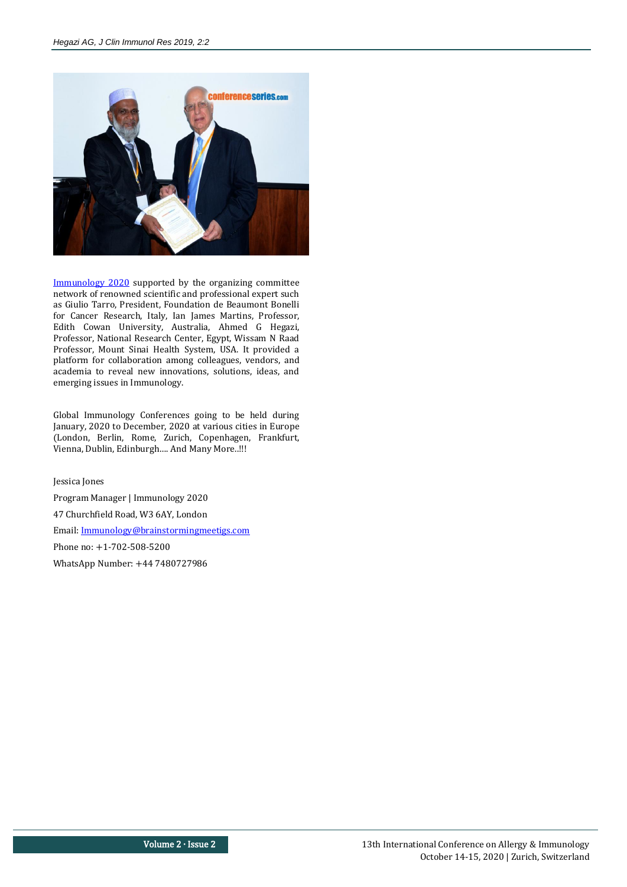[Immunology 2020](#) supported by the organizing committee network of renowned scientific and professional expert such as Giulio Tarro, President, Foundation de Beaumont Bonelli for Cancer Research, Italy, Ian James Martins, Professor, Edith Cowan University, Australia, Ahmed G Hegazi, Professor, National Research Center, Egypt, Wissam N Raad Professor, Mount Sinai Health System, USA. It provided a platform for collaboration among colleagues, vendors, and academia to reveal new innovations, solutions, ideas, and emerging issues in Immunology.

Global Immunology Conferences going to be held during January, 2020 to December, 2020 at various cities in Europe (London, Berlin, Rome, Zurich, Copenhagen, Frankfurt, Vienna, Dublin, Edinburgh.... And Many More..!!!

Jessica Jones

Program Manager | Immunology 2020

47 Churchfield Road, W3 6AY, London

Email: [Immunology@brainstormingmeetigs.com](mailto:Immunology@brainstormingmeetigs.com)

Phone no: +1-702-508-5200

WhatsApp Number: +44 7480727986